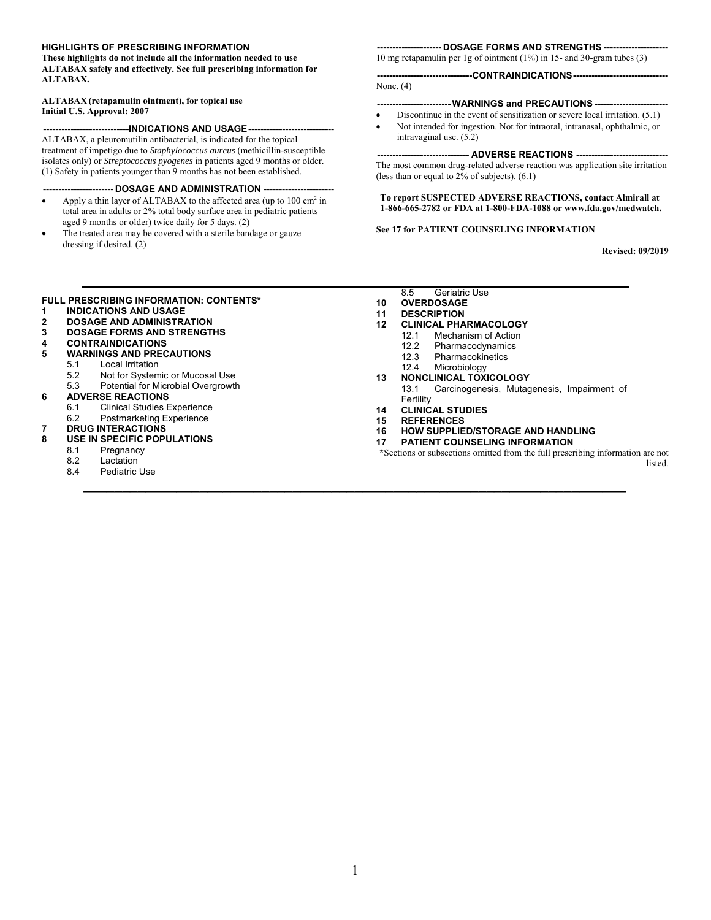## HIGHLIGHTS OF PRESCRIBING INFORMATION

**These highlights do not include all the information needed to use ALTABAX safely and effectively. See full prescribing information for ALTABAX.**

**ALTABAX (retapamulin ointment), for topical use**
**Initial U.S. Approval: 2007**

### INDICATIONS AND USAGE

ALTABAX, a pleuromutilin antibacterial, is indicated for the topical treatment of impetigo due to *Staphylococcus aureus* (methicillin-susceptible isolates only) or *Streptococcus pyogenes* in patients aged 9 months or older. (1) Safety in patients younger than 9 months has not been established.

### DOSAGE AND ADMINISTRATION

- Apply a thin layer of ALTABAX to the affected area (up to 100 $cm^2$ in total area in adults or 2% total body surface area in pediatric patients aged 9 months or older) twice daily for 5 days. (2)
- The treated area may be covered with a sterile bandage or gauze dressing if desired. (2)

### DOSAGE FORMS AND STRENGTHS

10 mg retapamulin per 1g of ointment (1%) in 15- and 30-gram tubes (3)

### CONTRAINDICATIONS

None. (4)

### WARNINGS and PRECAUTIONS

- Discontinue in the event of sensitization or severe local irritation. (5.1)
- Not intended for ingestion. Not for intraoral, intranasal, ophthalmic, or intravaginal use. (5.2)

### ADVERSE REACTIONS

The most common drug-related adverse reaction was application site irritation (less than or equal to 2% of subjects). (6.1)

**To report SUSPECTED ADVERSE REACTIONS, contact Almirall at 1-866-665-2782 or FDA at 1-800-FDA-1088 or www.fda.gov/medwatch.**

**See 17 for PATIENT COUNSELING INFORMATION**

**Revised: 09/2019**

---

## FULL PRESCRIBING INFORMATION: CONTENTS*

**1 INDICATIONS AND USAGE**
**2 DOSAGE AND ADMINISTRATION**
**3 DOSAGE FORMS AND STRENGTHS**
**4 CONTRAINDICATIONS**
**5 WARNINGS AND PRECAUTIONS**
- 5.1 Local Irritation
- 5.2 Not for Systemic or Mucosal Use
- 5.3 Potential for Microbial Overgrowth

**6 ADVERSE REACTIONS**
- 6.1 Clinical Studies Experience
- 6.2 Postmarketing Experience

**7 DRUG INTERACTIONS**
**8 USE IN SPECIFIC POPULATIONS**
- 8.1 Pregnancy
- 8.2 Lactation
- 8.4 Pediatric Use
- 8.5 Geriatric Use

**10 OVERDOSAGE**
**11 DESCRIPTION**
**12 CLINICAL PHARMACOLOGY**
- 12.1 Mechanism of Action
- 12.2 Pharmacodynamics
- 12.3 Pharmacokinetics
- 12.4 Microbiology

**13 NONCLINICAL TOXICOLOGY**
- 13.1 Carcinogenesis, Mutagenesis, Impairment of Fertility

**14 CLINICAL STUDIES**
**15 REFERENCES**
**16 HOW SUPPLIED/STORAGE AND HANDLING**
**17 PATIENT COUNSELING INFORMATION**

*Sections or subsections omitted from the full prescribing information are not listed.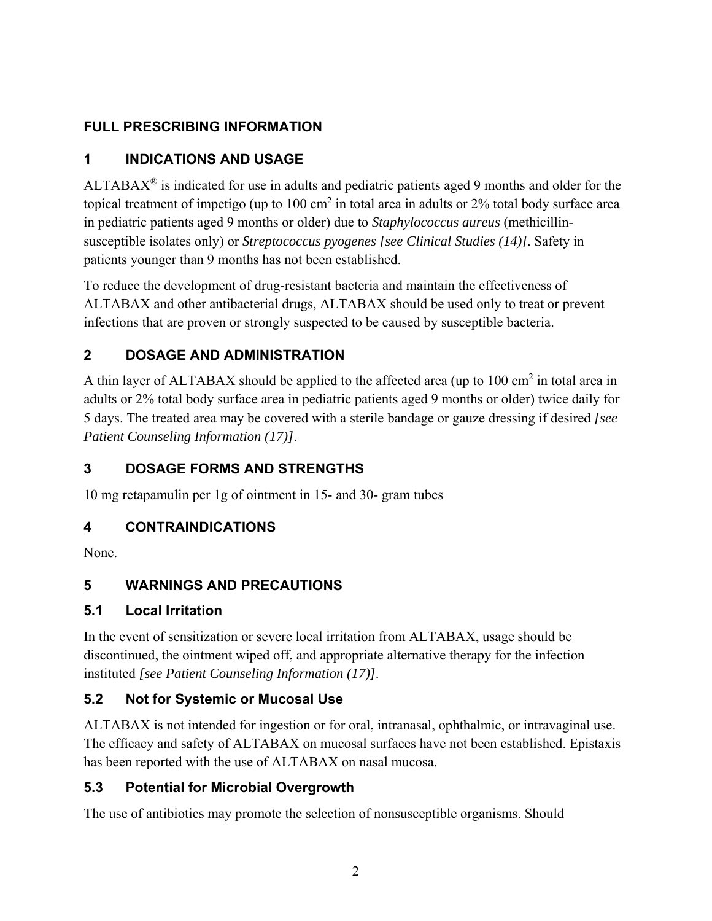## FULL PRESCRIBING INFORMATION

## 1 INDICATIONS AND USAGE

ALTABAX® is indicated for use in adults and pediatric patients aged 9 months and older for the topical treatment of impetigo (up to 100 $cm^2$ in total area in adults or 2% total body surface area in pediatric patients aged 9 months or older) due to *Staphylococcus aureus* (methicillin-susceptible isolates only) or *Streptococcus pyogenes [see Clinical Studies (14)]*. Safety in patients younger than 9 months has not been established.

To reduce the development of drug-resistant bacteria and maintain the effectiveness of ALTABAX and other antibacterial drugs, ALTABAX should be used only to treat or prevent infections that are proven or strongly suspected to be caused by susceptible bacteria.

## 2 DOSAGE AND ADMINISTRATION

A thin layer of ALTABAX should be applied to the affected area (up to 100 $cm^2$ in total area in adults or 2% total body surface area in pediatric patients aged 9 months or older) twice daily for 5 days. The treated area may be covered with a sterile bandage or gauze dressing if desired *[see Patient Counseling Information (17)]*.

## 3 DOSAGE FORMS AND STRENGTHS

10 mg retapamulin per 1g of ointment in 15- and 30- gram tubes

## 4 CONTRAINDICATIONS

None.

## 5 WARNINGS AND PRECAUTIONS

### 5.1 Local Irritation

In the event of sensitization or severe local irritation from ALTABAX, usage should be discontinued, the ointment wiped off, and appropriate alternative therapy for the infection instituted *[see Patient Counseling Information (17)]*.

### 5.2 Not for Systemic or Mucosal Use

ALTABAX is not intended for ingestion or for oral, intranasal, ophthalmic, or intravaginal use. The efficacy and safety of ALTABAX on mucosal surfaces have not been established. Epistaxis has been reported with the use of ALTABAX on nasal mucosa.

### 5.3 Potential for Microbial Overgrowth

The use of antibiotics may promote the selection of nonsusceptible organisms. Should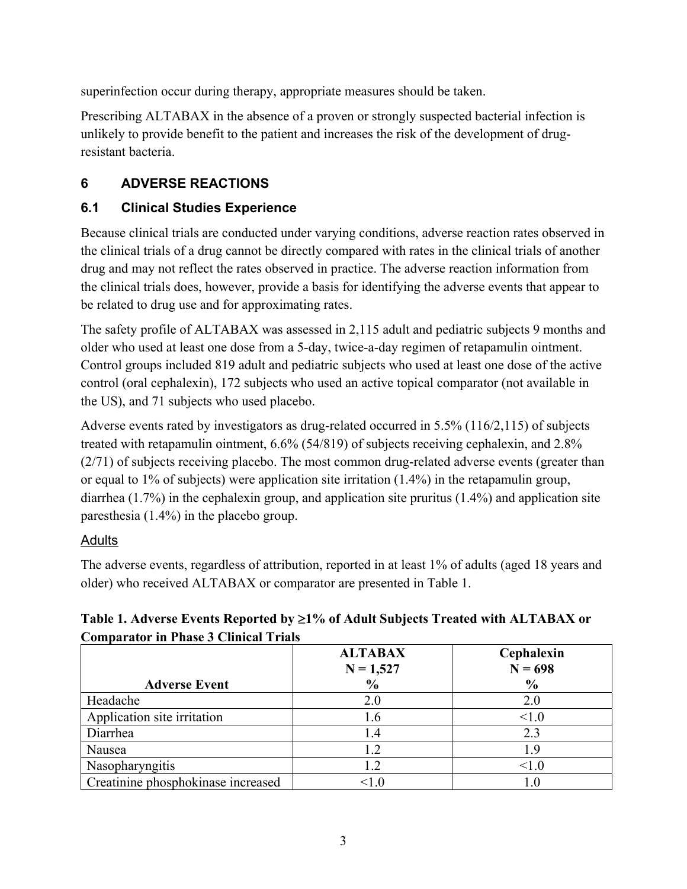superinfection occur during therapy, appropriate measures should be taken.

Prescribing ALTABAX in the absence of a proven or strongly suspected bacterial infection is unlikely to provide benefit to the patient and increases the risk of the development of drug-resistant bacteria.

## 6 ADVERSE REACTIONS

### 6.1 Clinical Studies Experience

Because clinical trials are conducted under varying conditions, adverse reaction rates observed in the clinical trials of a drug cannot be directly compared with rates in the clinical trials of another drug and may not reflect the rates observed in practice. The adverse reaction information from the clinical trials does, however, provide a basis for identifying the adverse events that appear to be related to drug use and for approximating rates.

The safety profile of ALTABAX was assessed in 2,115 adult and pediatric subjects 9 months and older who used at least one dose from a 5-day, twice-a-day regimen of retapamulin ointment. Control groups included 819 adult and pediatric subjects who used at least one dose of the active control (oral cephalexin), 172 subjects who used an active topical comparator (not available in the US), and 71 subjects who used placebo.

Adverse events rated by investigators as drug-related occurred in 5.5% (116/2,115) of subjects treated with retapamulin ointment, 6.6% (54/819) of subjects receiving cephalexin, and 2.8% (2/71) of subjects receiving placebo. The most common drug-related adverse events (greater than or equal to 1% of subjects) were application site irritation (1.4%) in the retapamulin group, diarrhea (1.7%) in the cephalexin group, and application site pruritus (1.4%) and application site paresthesia (1.4%) in the placebo group.

Adults

The adverse events, regardless of attribution, reported in at least 1% of adults (aged 18 years and older) who received ALTABAX or comparator are presented in Table 1.

**Table 1. Adverse Events Reported by ≥1% of Adult Subjects Treated with ALTABAX or Comparator in Phase 3 Clinical Trials**

| Adverse Event | ALTABAX N = 1,527 % | Cephalexin N = 698 % |
|---|---|---|
| Headache | 2.0 | 2.0 |
| Application site irritation | 1.6 | <1.0 |
| Diarrhea | 1.4 | 2.3 |
| Nausea | 1.2 | 1.9 |
| Nasopharyngitis | 1.2 | <1.0 |
| Creatinine phosphokinase increased | <1.0 | 1.0 |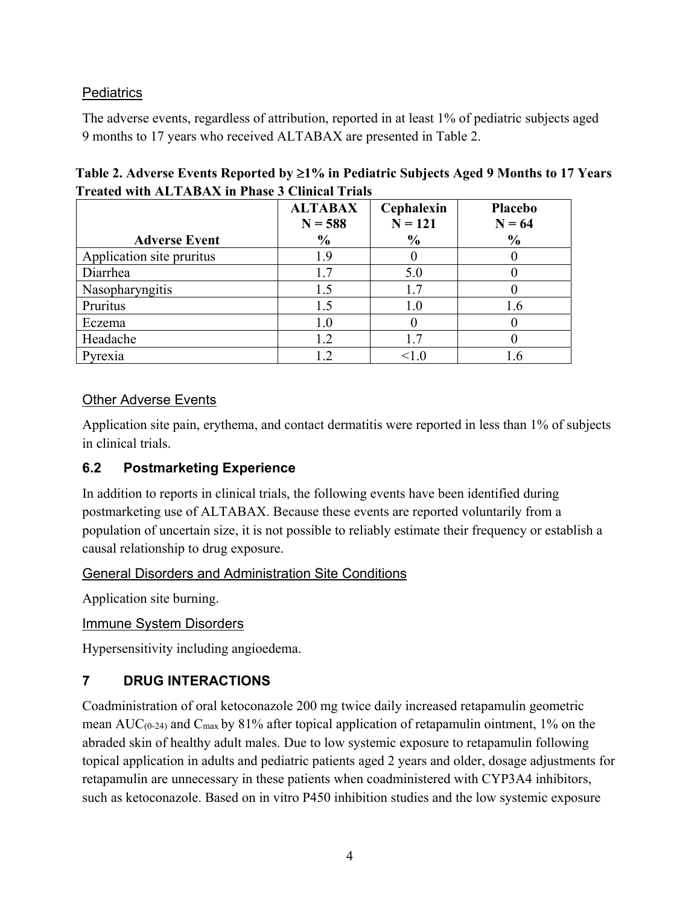### Pediatrics

The adverse events, regardless of attribution, reported in at least 1% of pediatric subjects aged 9 months to 17 years who received ALTABAX are presented in Table 2.

**Table 2. Adverse Events Reported by ≥1% in Pediatric Subjects Aged 9 Months to 17 Years Treated with ALTABAX in Phase 3 Clinical Trials**

| Adverse Event | ALTABAX N = 588 % | Cephalexin N = 121 % | Placebo N = 64 % |
|---|---|---|---|
| Application site pruritus | 1.9 | 0 | 0 |
| Diarrhea | 1.7 | 5.0 | 0 |
| Nasopharyngitis | 1.5 | 1.7 | 0 |
| Pruritus | 1.5 | 1.0 | 1.6 |
| Eczema | 1.0 | 0 | 0 |
| Headache | 1.2 | 1.7 | 0 |
| Pyrexia | 1.2 | <1.0 | 1.6 |

### Other Adverse Events

Application site pain, erythema, and contact dermatitis were reported in less than 1% of subjects in clinical trials.

## 6.2 Postmarketing Experience

In addition to reports in clinical trials, the following events have been identified during postmarketing use of ALTABAX. Because these events are reported voluntarily from a population of uncertain size, it is not possible to reliably estimate their frequency or establish a causal relationship to drug exposure.

### General Disorders and Administration Site Conditions

Application site burning.

### Immune System Disorders

Hypersensitivity including angioedema.

# 7 DRUG INTERACTIONS

Coadministration of oral ketoconazole 200 mg twice daily increased retapamulin geometric mean $AUC_{(0-24)}$ and $C_{max}$ by 81% after topical application of retapamulin ointment, 1% on the abraded skin of healthy adult males. Due to low systemic exposure to retapamulin following topical application in adults and pediatric patients aged 2 years and older, dosage adjustments for retapamulin are unnecessary in these patients when coadministered with CYP3A4 inhibitors, such as ketoconazole. Based on in vitro P450 inhibition studies and the low systemic exposure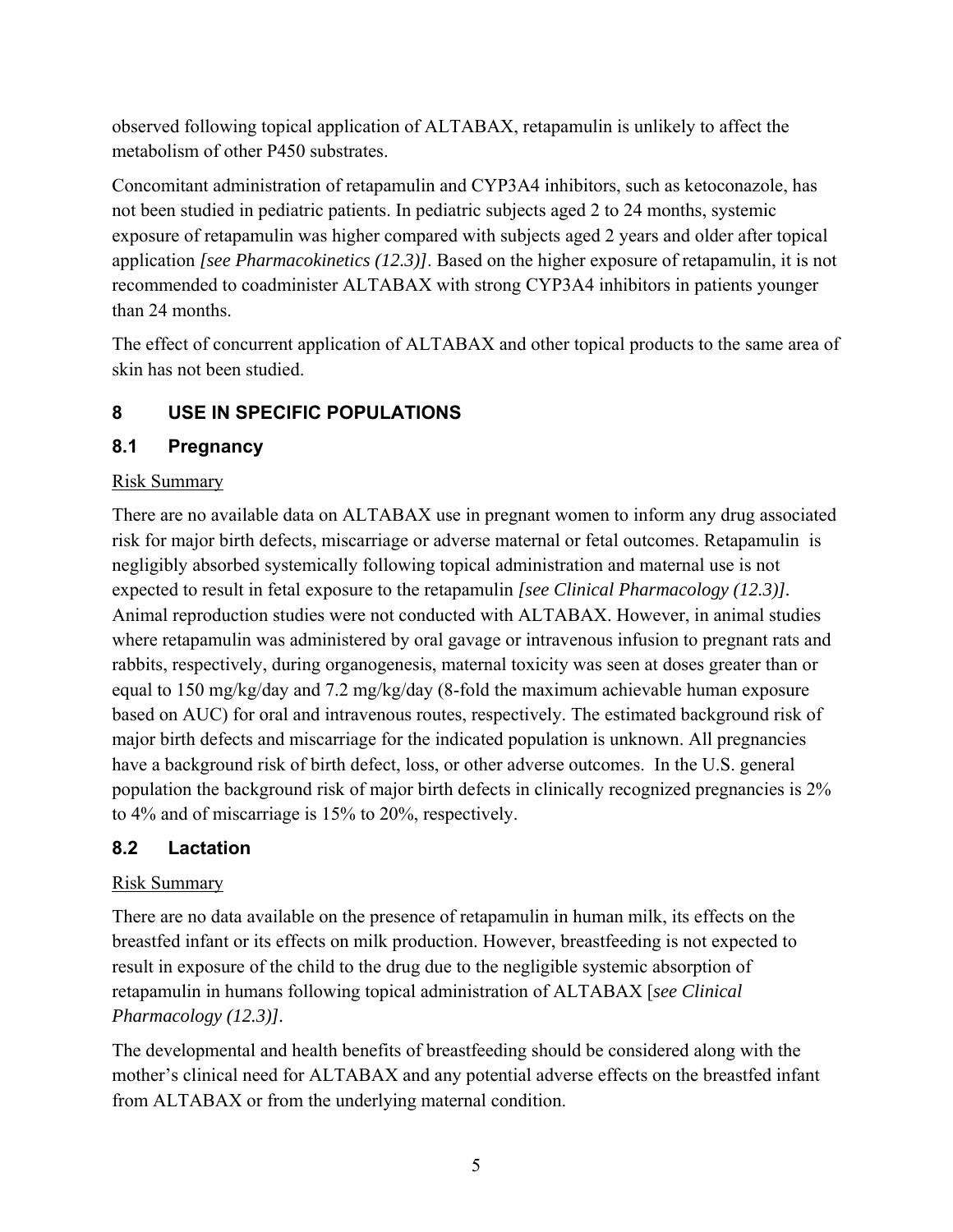observed following topical application of ALTABAX, retapamulin is unlikely to affect the metabolism of other P450 substrates.

Concomitant administration of retapamulin and CYP3A4 inhibitors, such as ketoconazole, has not been studied in pediatric patients. In pediatric subjects aged 2 to 24 months, systemic exposure of retapamulin was higher compared with subjects aged 2 years and older after topical application *[see Pharmacokinetics (12.3)]*. Based on the higher exposure of retapamulin, it is not recommended to coadminister ALTABAX with strong CYP3A4 inhibitors in patients younger than 24 months.

The effect of concurrent application of ALTABAX and other topical products to the same area of skin has not been studied.

## 8 USE IN SPECIFIC POPULATIONS

### 8.1 Pregnancy

Risk Summary

There are no available data on ALTABAX use in pregnant women to inform any drug associated risk for major birth defects, miscarriage or adverse maternal or fetal outcomes. Retapamulin is negligibly absorbed systemically following topical administration and maternal use is not expected to result in fetal exposure to the retapamulin *[see Clinical Pharmacology (12.3)]*. Animal reproduction studies were not conducted with ALTABAX. However, in animal studies where retapamulin was administered by oral gavage or intravenous infusion to pregnant rats and rabbits, respectively, during organogenesis, maternal toxicity was seen at doses greater than or equal to 150 mg/kg/day and 7.2 mg/kg/day (8-fold the maximum achievable human exposure based on AUC) for oral and intravenous routes, respectively. The estimated background risk of major birth defects and miscarriage for the indicated population is unknown. All pregnancies have a background risk of birth defect, loss, or other adverse outcomes. In the U.S. general population the background risk of major birth defects in clinically recognized pregnancies is 2% to 4% and of miscarriage is 15% to 20%, respectively.

### 8.2 Lactation

Risk Summary

There are no data available on the presence of retapamulin in human milk, its effects on the breastfed infant or its effects on milk production. However, breastfeeding is not expected to result in exposure of the child to the drug due to the negligible systemic absorption of retapamulin in humans following topical administration of ALTABAX [*see Clinical Pharmacology (12.3)]*.

The developmental and health benefits of breastfeeding should be considered along with the mother's clinical need for ALTABAX and any potential adverse effects on the breastfed infant from ALTABAX or from the underlying maternal condition.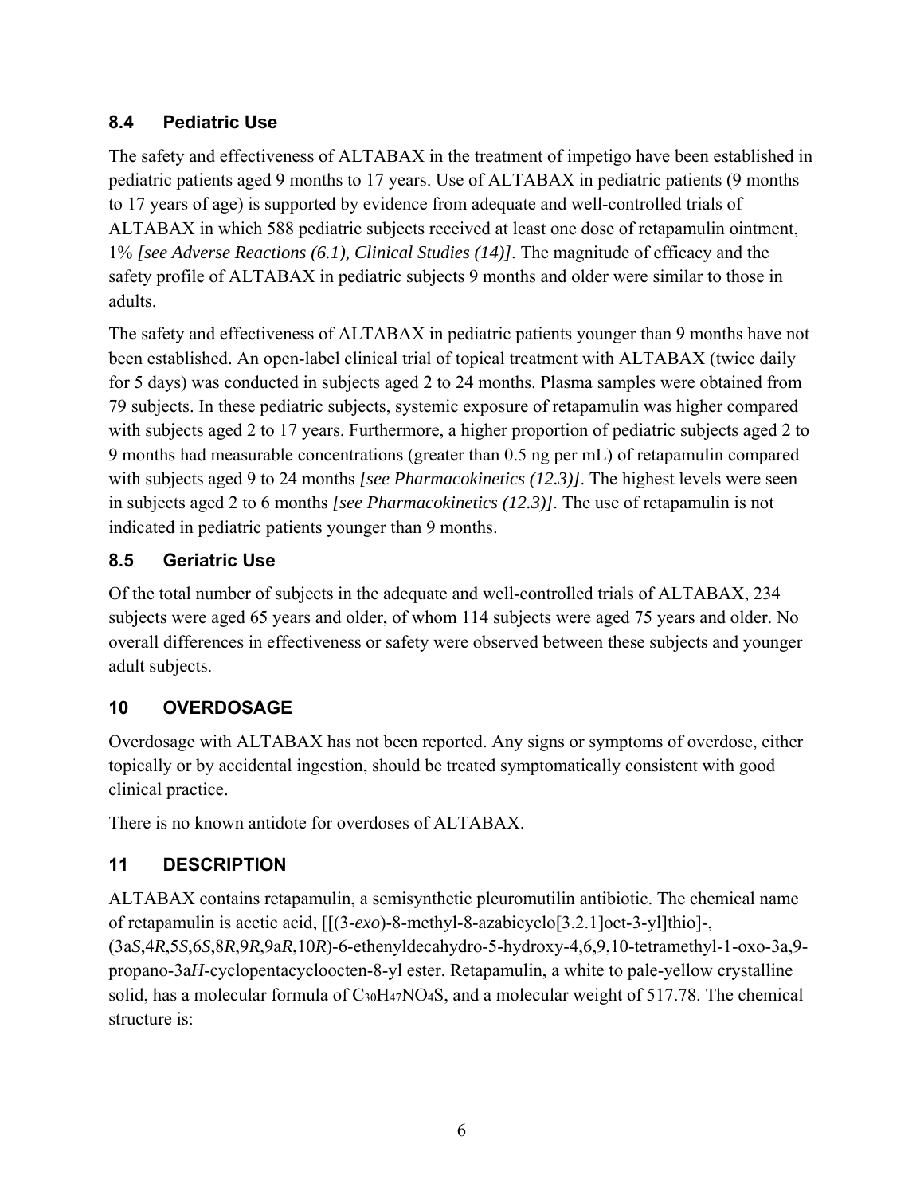## 8.4 Pediatric Use

The safety and effectiveness of ALTABAX in the treatment of impetigo have been established in pediatric patients aged 9 months to 17 years. Use of ALTABAX in pediatric patients (9 months to 17 years of age) is supported by evidence from adequate and well-controlled trials of ALTABAX in which 588 pediatric subjects received at least one dose of retapamulin ointment, 1% *[see Adverse Reactions (6.1), Clinical Studies (14)]*. The magnitude of efficacy and the safety profile of ALTABAX in pediatric subjects 9 months and older were similar to those in adults.

The safety and effectiveness of ALTABAX in pediatric patients younger than 9 months have not been established. An open-label clinical trial of topical treatment with ALTABAX (twice daily for 5 days) was conducted in subjects aged 2 to 24 months. Plasma samples were obtained from 79 subjects. In these pediatric subjects, systemic exposure of retapamulin was higher compared with subjects aged 2 to 17 years. Furthermore, a higher proportion of pediatric subjects aged 2 to 9 months had measurable concentrations (greater than 0.5 ng per mL) of retapamulin compared with subjects aged 9 to 24 months *[see Pharmacokinetics (12.3)]*. The highest levels were seen in subjects aged 2 to 6 months *[see Pharmacokinetics (12.3)]*. The use of retapamulin is not indicated in pediatric patients younger than 9 months.

## 8.5 Geriatric Use

Of the total number of subjects in the adequate and well-controlled trials of ALTABAX, 234 subjects were aged 65 years and older, of whom 114 subjects were aged 75 years and older. No overall differences in effectiveness or safety were observed between these subjects and younger adult subjects.

# 10 OVERDOSAGE

Overdosage with ALTABAX has not been reported. Any signs or symptoms of overdose, either topically or by accidental ingestion, should be treated symptomatically consistent with good clinical practice.

There is no known antidote for overdoses of ALTABAX.

# 11 DESCRIPTION

ALTABAX contains retapamulin, a semisynthetic pleuromutilin antibiotic. The chemical name of retapamulin is acetic acid, [[(3-*exo*)-8-methyl-8-azabicyclo[3.2.1]oct-3-yl]thio]-, (3a*S*,4*R*,5*S*,6*S*,8*R*,9*R*,9a*R*,10*R*)-6-ethenyldecahydro-5-hydroxy-4,6,9,10-tetramethyl-1-oxo-3a,9-propano-3a*H*-cyclopentacycloocten-8-yl ester. Retapamulin, a white to pale-yellow crystalline solid, has a molecular formula of $C_{30}H_{47}NO_4S$, and a molecular weight of 517.78. The chemical structure is: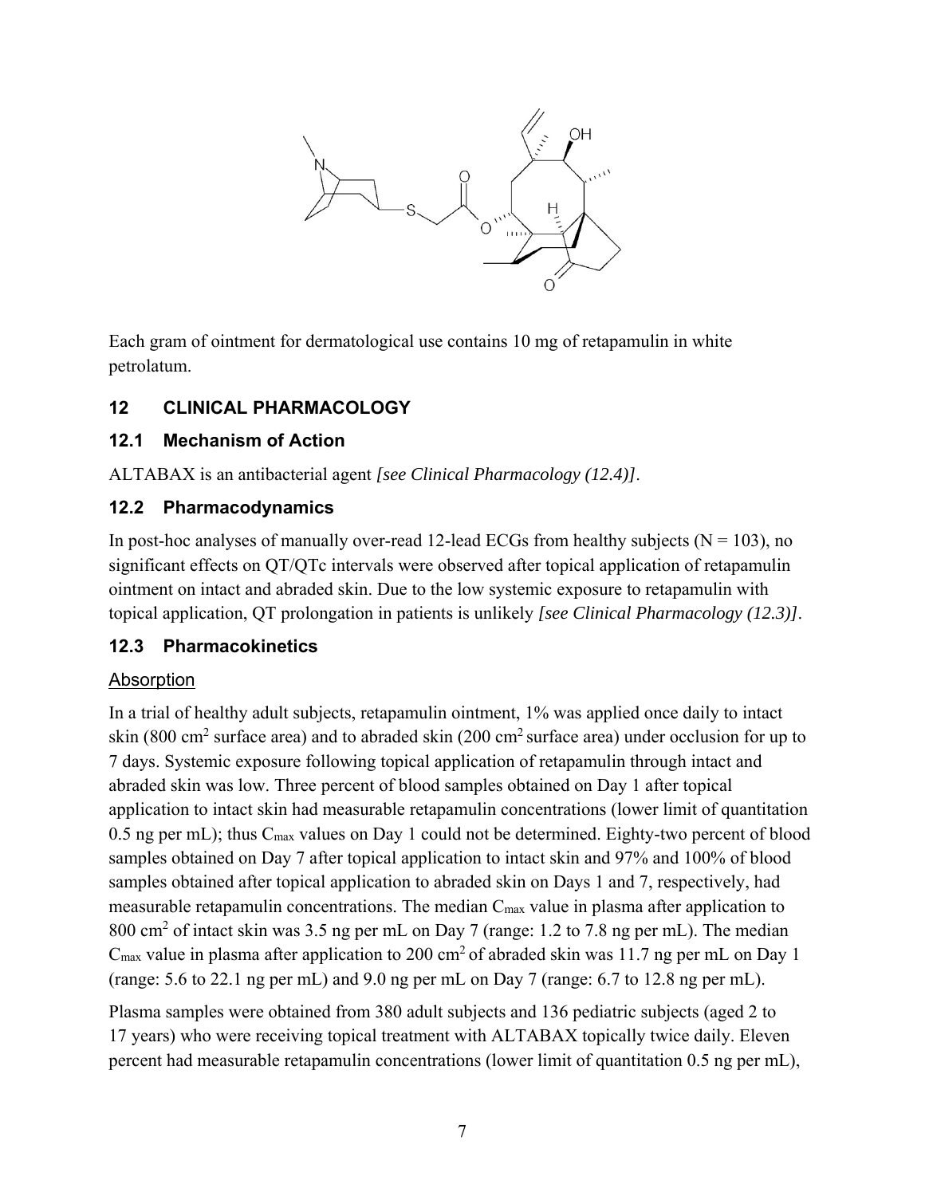Each gram of ointment for dermatological use contains 10 mg of retapamulin in white petrolatum.

## 12 CLINICAL PHARMACOLOGY

### 12.1 Mechanism of Action

ALTABAX is an antibacterial agent *[see Clinical Pharmacology (12.4)]*.

### 12.2 Pharmacodynamics

In post-hoc analyses of manually over-read 12-lead ECGs from healthy subjects (N = 103), no significant effects on QT/QTc intervals were observed after topical application of retapamulin ointment on intact and abraded skin. Due to the low systemic exposure to retapamulin with topical application, QT prolongation in patients is unlikely *[see Clinical Pharmacology (12.3)]*.

### 12.3 Pharmacokinetics

Absorption

In a trial of healthy adult subjects, retapamulin ointment, 1% was applied once daily to intact skin (800 $cm^2$ surface area) and to abraded skin (200 $cm^2$ surface area) under occlusion for up to 7 days. Systemic exposure following topical application of retapamulin through intact and abraded skin was low. Three percent of blood samples obtained on Day 1 after topical application to intact skin had measurable retapamulin concentrations (lower limit of quantitation 0.5 ng per mL); thus $C_{max}$ values on Day 1 could not be determined. Eighty-two percent of blood samples obtained on Day 7 after topical application to intact skin and 97% and 100% of blood samples obtained after topical application to abraded skin on Days 1 and 7, respectively, had measurable retapamulin concentrations. The median $C_{max}$ value in plasma after application to 800 $cm^2$ of intact skin was 3.5 ng per mL on Day 7 (range: 1.2 to 7.8 ng per mL). The median $C_{max}$ value in plasma after application to 200 $cm^2$ of abraded skin was 11.7 ng per mL on Day 1 (range: 5.6 to 22.1 ng per mL) and 9.0 ng per mL on Day 7 (range: 6.7 to 12.8 ng per mL).

Plasma samples were obtained from 380 adult subjects and 136 pediatric subjects (aged 2 to 17 years) who were receiving topical treatment with ALTABAX topically twice daily. Eleven percent had measurable retapamulin concentrations (lower limit of quantitation 0.5 ng per mL),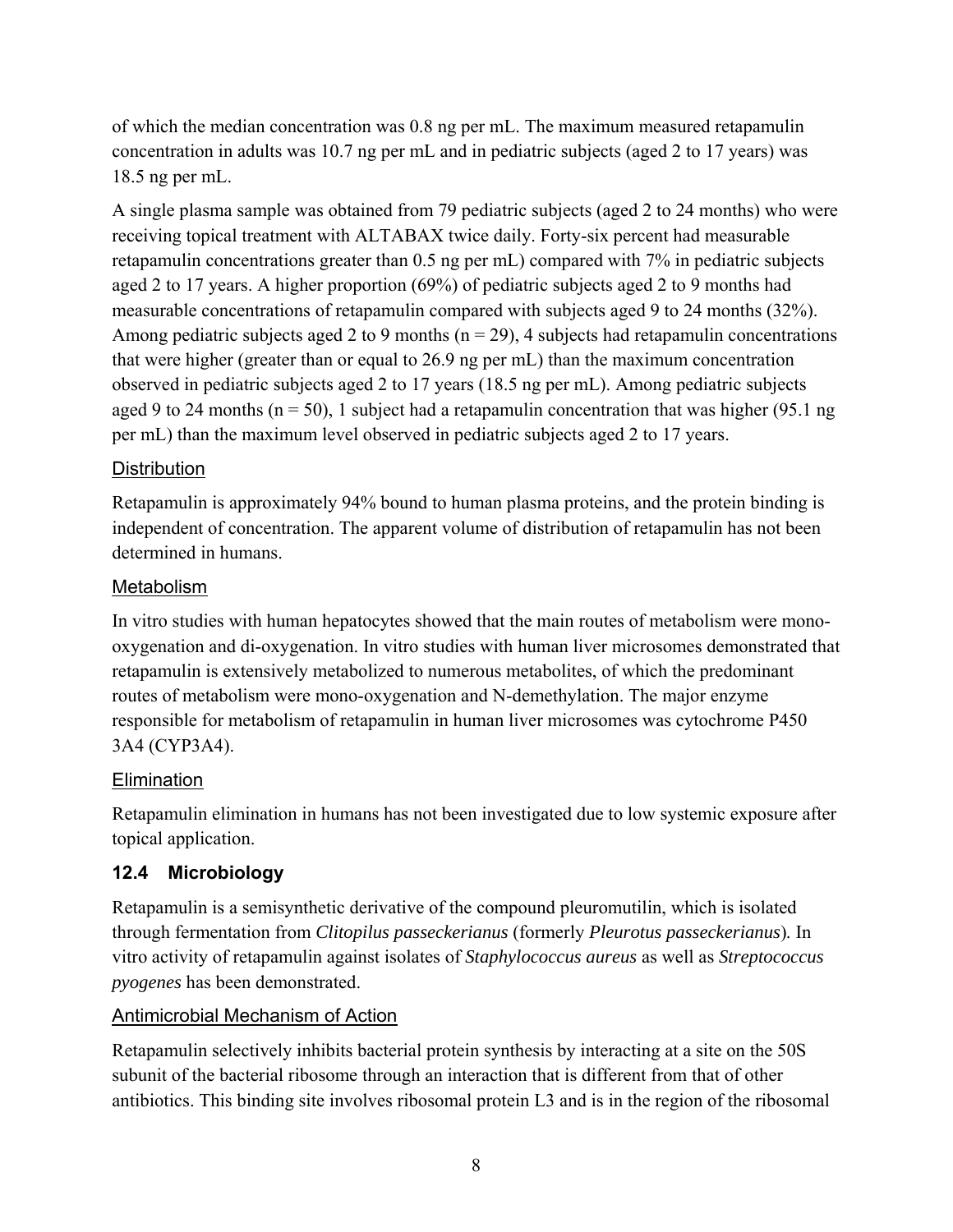of which the median concentration was 0.8 ng per mL. The maximum measured retapamulin concentration in adults was 10.7 ng per mL and in pediatric subjects (aged 2 to 17 years) was 18.5 ng per mL.

A single plasma sample was obtained from 79 pediatric subjects (aged 2 to 24 months) who were receiving topical treatment with ALTABAX twice daily. Forty-six percent had measurable retapamulin concentrations greater than 0.5 ng per mL) compared with 7% in pediatric subjects aged 2 to 17 years. A higher proportion (69%) of pediatric subjects aged 2 to 9 months had measurable concentrations of retapamulin compared with subjects aged 9 to 24 months (32%). Among pediatric subjects aged 2 to 9 months (n = 29), 4 subjects had retapamulin concentrations that were higher (greater than or equal to 26.9 ng per mL) than the maximum concentration observed in pediatric subjects aged 2 to 17 years (18.5 ng per mL). Among pediatric subjects aged 9 to 24 months (n = 50), 1 subject had a retapamulin concentration that was higher (95.1 ng per mL) than the maximum level observed in pediatric subjects aged 2 to 17 years.

#### Distribution

Retapamulin is approximately 94% bound to human plasma proteins, and the protein binding is independent of concentration. The apparent volume of distribution of retapamulin has not been determined in humans.

#### Metabolism

In vitro studies with human hepatocytes showed that the main routes of metabolism were mono-oxygenation and di-oxygenation. In vitro studies with human liver microsomes demonstrated that retapamulin is extensively metabolized to numerous metabolites, of which the predominant routes of metabolism were mono-oxygenation and N-demethylation. The major enzyme responsible for metabolism of retapamulin in human liver microsomes was cytochrome P450 3A4 (CYP3A4).

#### Elimination

Retapamulin elimination in humans has not been investigated due to low systemic exposure after topical application.

### 12.4 Microbiology

Retapamulin is a semisynthetic derivative of the compound pleuromutilin, which is isolated through fermentation from *Clitopilus passeckerianus* (formerly *Pleurotus passeckerianus*). In vitro activity of retapamulin against isolates of *Staphylococcus aureus* as well as *Streptococcus pyogenes* has been demonstrated.

#### Antimicrobial Mechanism of Action

Retapamulin selectively inhibits bacterial protein synthesis by interacting at a site on the 50S subunit of the bacterial ribosome through an interaction that is different from that of other antibiotics. This binding site involves ribosomal protein L3 and is in the region of the ribosomal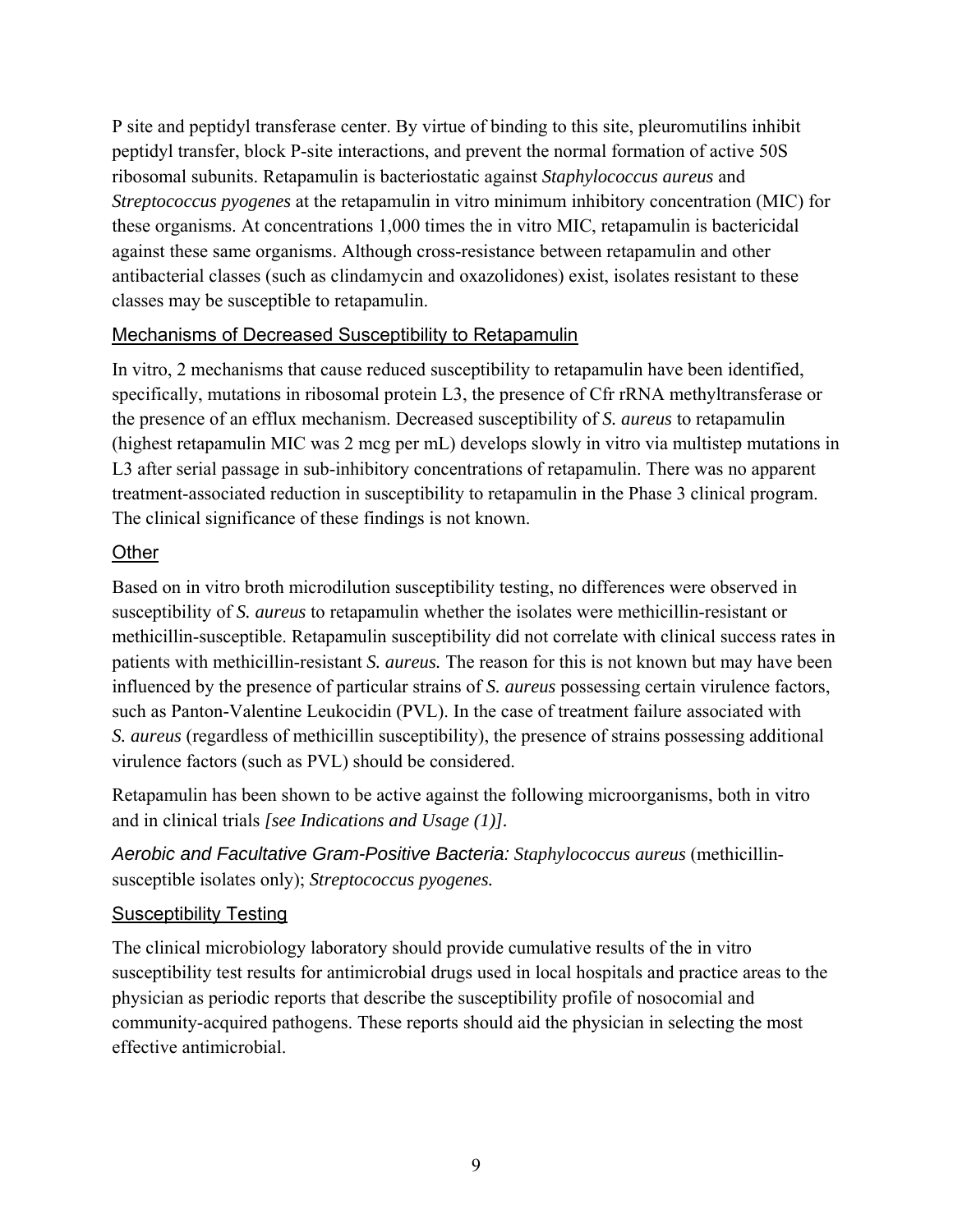P site and peptidyl transferase center. By virtue of binding to this site, pleuromutilins inhibit peptidyl transfer, block P-site interactions, and prevent the normal formation of active 50S ribosomal subunits. Retapamulin is bacteriostatic against *Staphylococcus aureus* and *Streptococcus pyogenes* at the retapamulin in vitro minimum inhibitory concentration (MIC) for these organisms. At concentrations 1,000 times the in vitro MIC, retapamulin is bactericidal against these same organisms. Although cross-resistance between retapamulin and other antibacterial classes (such as clindamycin and oxazolidones) exist, isolates resistant to these classes may be susceptible to retapamulin.

### Mechanisms of Decreased Susceptibility to Retapamulin

In vitro, 2 mechanisms that cause reduced susceptibility to retapamulin have been identified, specifically, mutations in ribosomal protein L3, the presence of Cfr rRNA methyltransferase or the presence of an efflux mechanism. Decreased susceptibility of *S. aureus* to retapamulin (highest retapamulin MIC was 2 mcg per mL) develops slowly in vitro via multistep mutations in L3 after serial passage in sub-inhibitory concentrations of retapamulin. There was no apparent treatment-associated reduction in susceptibility to retapamulin in the Phase 3 clinical program. The clinical significance of these findings is not known.

### Other

Based on in vitro broth microdilution susceptibility testing, no differences were observed in susceptibility of *S. aureus* to retapamulin whether the isolates were methicillin-resistant or methicillin-susceptible. Retapamulin susceptibility did not correlate with clinical success rates in patients with methicillin-resistant *S. aureus.* The reason for this is not known but may have been influenced by the presence of particular strains of *S. aureus* possessing certain virulence factors, such as Panton-Valentine Leukocidin (PVL). In the case of treatment failure associated with *S. aureus* (regardless of methicillin susceptibility), the presence of strains possessing additional virulence factors (such as PVL) should be considered.

Retapamulin has been shown to be active against the following microorganisms, both in vitro and in clinical trials *[see Indications and Usage (1)]*.

*Aerobic and Facultative Gram-Positive Bacteria:* *Staphylococcus aureus* (methicillin-susceptible isolates only); *Streptococcus pyogenes.*

### Susceptibility Testing

The clinical microbiology laboratory should provide cumulative results of the in vitro susceptibility test results for antimicrobial drugs used in local hospitals and practice areas to the physician as periodic reports that describe the susceptibility profile of nosocomial and community-acquired pathogens. These reports should aid the physician in selecting the most effective antimicrobial.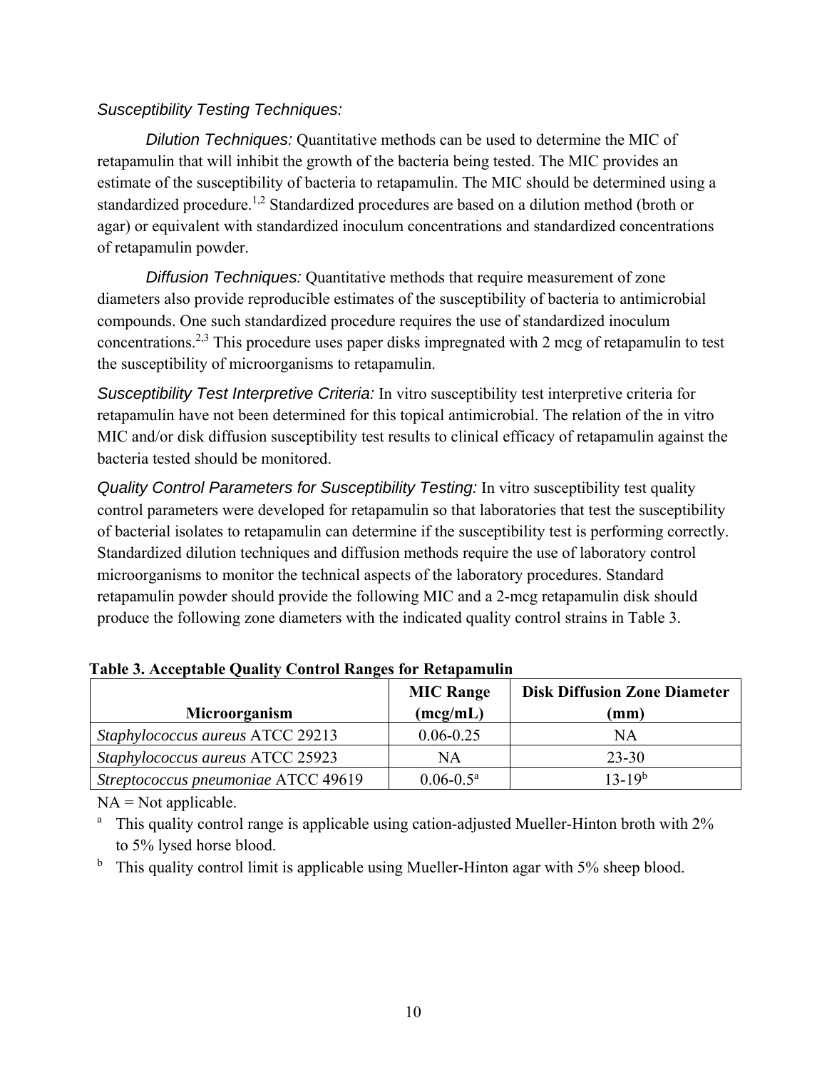*Susceptibility Testing Techniques:*

*Dilution Techniques:* Quantitative methods can be used to determine the MIC of retapamulin that will inhibit the growth of the bacteria being tested. The MIC provides an estimate of the susceptibility of bacteria to retapamulin. The MIC should be determined using a standardized procedure.[1,2] Standardized procedures are based on a dilution method (broth or agar) or equivalent with standardized inoculum concentrations and standardized concentrations of retapamulin powder.

*Diffusion Techniques:* Quantitative methods that require measurement of zone diameters also provide reproducible estimates of the susceptibility of bacteria to antimicrobial compounds. One such standardized procedure requires the use of standardized inoculum concentrations.[2,3] This procedure uses paper disks impregnated with 2 mcg of retapamulin to test the susceptibility of microorganisms to retapamulin.

*Susceptibility Test Interpretive Criteria:* In vitro susceptibility test interpretive criteria for retapamulin have not been determined for this topical antimicrobial. The relation of the in vitro MIC and/or disk diffusion susceptibility test results to clinical efficacy of retapamulin against the bacteria tested should be monitored.

*Quality Control Parameters for Susceptibility Testing:* In vitro susceptibility test quality control parameters were developed for retapamulin so that laboratories that test the susceptibility of bacterial isolates to retapamulin can determine if the susceptibility test is performing correctly. Standardized dilution techniques and diffusion methods require the use of laboratory control microorganisms to monitor the technical aspects of the laboratory procedures. Standard retapamulin powder should provide the following MIC and a 2-mcg retapamulin disk should produce the following zone diameters with the indicated quality control strains in Table 3.

**Table 3. Acceptable Quality Control Ranges for Retapamulin**

| Microorganism | MIC Range (mcg/mL) | Disk Diffusion Zone Diameter (mm) |
|---|---|---|
| *Staphylococcus aureus* ATCC 29213 | 0.06-0.25 | NA |
| *Staphylococcus aureus* ATCC 25923 | NA | 23-30 |
| *Streptococcus pneumoniae* ATCC 49619 | 0.06-0.5[a] | 13-19[b] |

NA = Not applicable.

[a] This quality control range is applicable using cation-adjusted Mueller-Hinton broth with 2% to 5% lysed horse blood.

[b] This quality control limit is applicable using Mueller-Hinton agar with 5% sheep blood.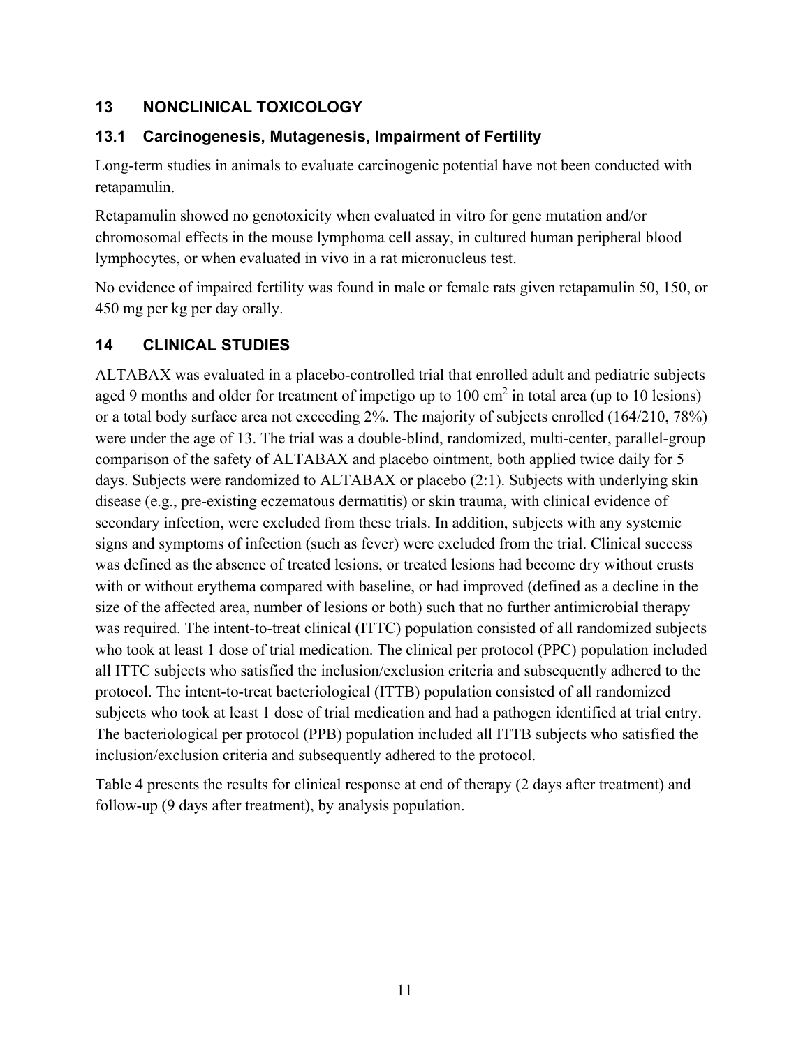## 13 NONCLINICAL TOXICOLOGY

### 13.1 Carcinogenesis, Mutagenesis, Impairment of Fertility

Long-term studies in animals to evaluate carcinogenic potential have not been conducted with retapamulin.

Retapamulin showed no genotoxicity when evaluated in vitro for gene mutation and/or chromosomal effects in the mouse lymphoma cell assay, in cultured human peripheral blood lymphocytes, or when evaluated in vivo in a rat micronucleus test.

No evidence of impaired fertility was found in male or female rats given retapamulin 50, 150, or 450 mg per kg per day orally.

## 14 CLINICAL STUDIES

ALTABAX was evaluated in a placebo-controlled trial that enrolled adult and pediatric subjects aged 9 months and older for treatment of impetigo up to 100 $cm^2$ in total area (up to 10 lesions) or a total body surface area not exceeding 2%. The majority of subjects enrolled (164/210, 78%) were under the age of 13. The trial was a double-blind, randomized, multi-center, parallel-group comparison of the safety of ALTABAX and placebo ointment, both applied twice daily for 5 days. Subjects were randomized to ALTABAX or placebo (2:1). Subjects with underlying skin disease (e.g., pre-existing eczematous dermatitis) or skin trauma, with clinical evidence of secondary infection, were excluded from these trials. In addition, subjects with any systemic signs and symptoms of infection (such as fever) were excluded from the trial. Clinical success was defined as the absence of treated lesions, or treated lesions had become dry without crusts with or without erythema compared with baseline, or had improved (defined as a decline in the size of the affected area, number of lesions or both) such that no further antimicrobial therapy was required. The intent-to-treat clinical (ITTC) population consisted of all randomized subjects who took at least 1 dose of trial medication. The clinical per protocol (PPC) population included all ITTC subjects who satisfied the inclusion/exclusion criteria and subsequently adhered to the protocol. The intent-to-treat bacteriological (ITTB) population consisted of all randomized subjects who took at least 1 dose of trial medication and had a pathogen identified at trial entry. The bacteriological per protocol (PPB) population included all ITTB subjects who satisfied the inclusion/exclusion criteria and subsequently adhered to the protocol.

Table 4 presents the results for clinical response at end of therapy (2 days after treatment) and follow-up (9 days after treatment), by analysis population.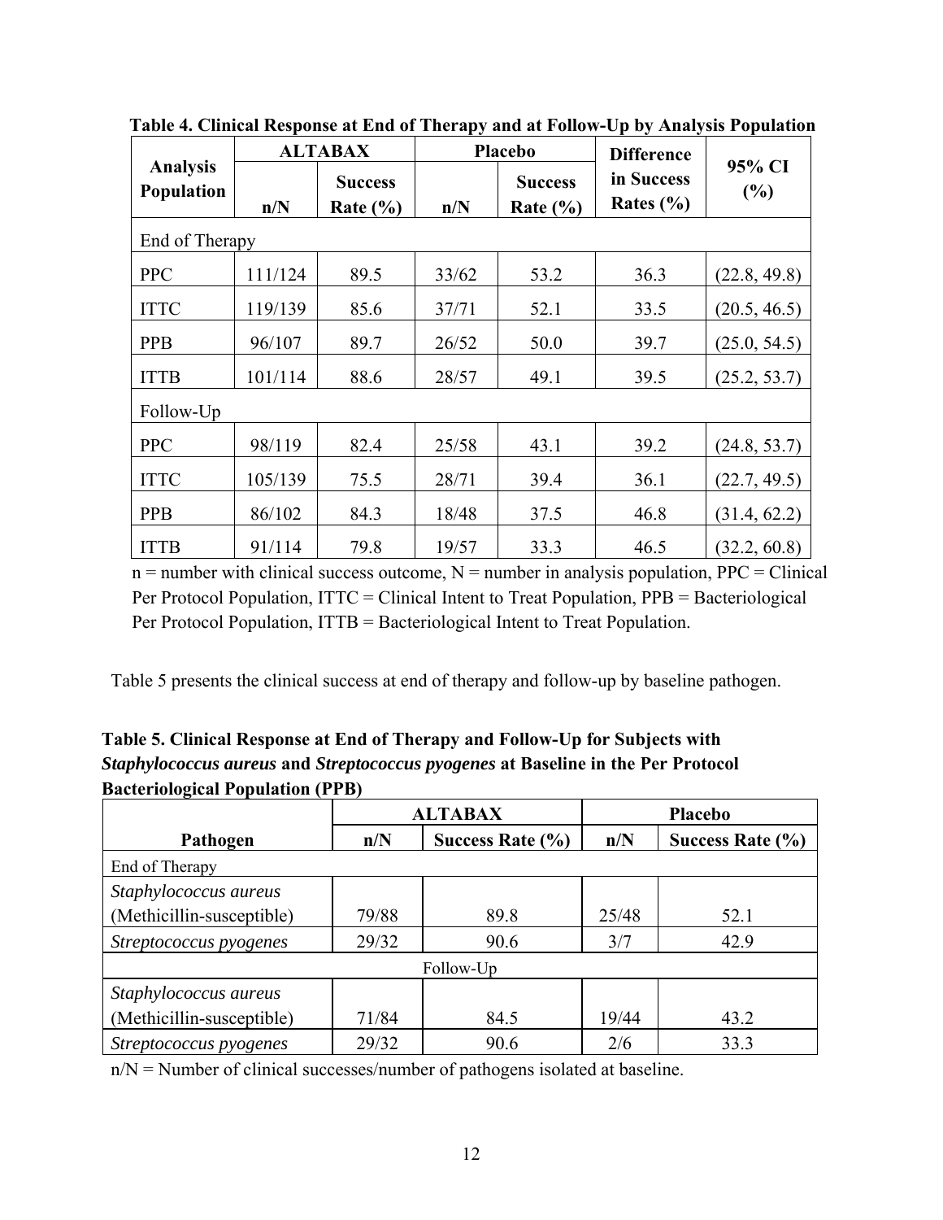**Table 4. Clinical Response at End of Therapy and at Follow-Up by Analysis Population**

| Analysis Population | ALTABAX | | Placebo | | Difference in Success Rates (%) | 95% CI (%) |
|---|---|---|---|---|---|---|
| | n/N | Success Rate (%) | n/N | Success Rate (%) | | |
| End of Therapy | | | | | | |
| PPC | 111/124 | 89.5 | 33/62 | 53.2 | 36.3 | (22.8, 49.8) |
| ITTC | 119/139 | 85.6 | 37/71 | 52.1 | 33.5 | (20.5, 46.5) |
| PPB | 96/107 | 89.7 | 26/52 | 50.0 | 39.7 | (25.0, 54.5) |
| ITTB | 101/114 | 88.6 | 28/57 | 49.1 | 39.5 | (25.2, 53.7) |
| Follow-Up | | | | | | |
| PPC | 98/119 | 82.4 | 25/58 | 43.1 | 39.2 | (24.8, 53.7) |
| ITTC | 105/139 | 75.5 | 28/71 | 39.4 | 36.1 | (22.7, 49.5) |
| PPB | 86/102 | 84.3 | 18/48 | 37.5 | 46.8 | (31.4, 62.2) |
| ITTB | 91/114 | 79.8 | 19/57 | 33.3 | 46.5 | (32.2, 60.8) |

n = number with clinical success outcome, N = number in analysis population, PPC = Clinical Per Protocol Population, ITTC = Clinical Intent to Treat Population, PPB = Bacteriological Per Protocol Population, ITTB = Bacteriological Intent to Treat Population.

Table 5 presents the clinical success at end of therapy and follow-up by baseline pathogen.

**Table 5. Clinical Response at End of Therapy and Follow-Up for Subjects with *Staphylococcus aureus* and *Streptococcus pyogenes* at Baseline in the Per Protocol Bacteriological Population (PPB)**

| | ALTABAX | | Placebo | |
|---|---|---|---|---|
| Pathogen | n/N | Success Rate (%) | n/N | Success Rate (%) |
| End of Therapy | | | | |
| *Staphylococcus aureus* (Methicillin-susceptible) | 79/88 | 89.8 | 25/48 | 52.1 |
| *Streptococcus pyogenes* | 29/32 | 90.6 | 3/7 | 42.9 |
| Follow-Up | | | | |
| *Staphylococcus aureus* (Methicillin-susceptible) | 71/84 | 84.5 | 19/44 | 43.2 |
| *Streptococcus pyogenes* | 29/32 | 90.6 | 2/6 | 33.3 |

n/N = Number of clinical successes/number of pathogens isolated at baseline.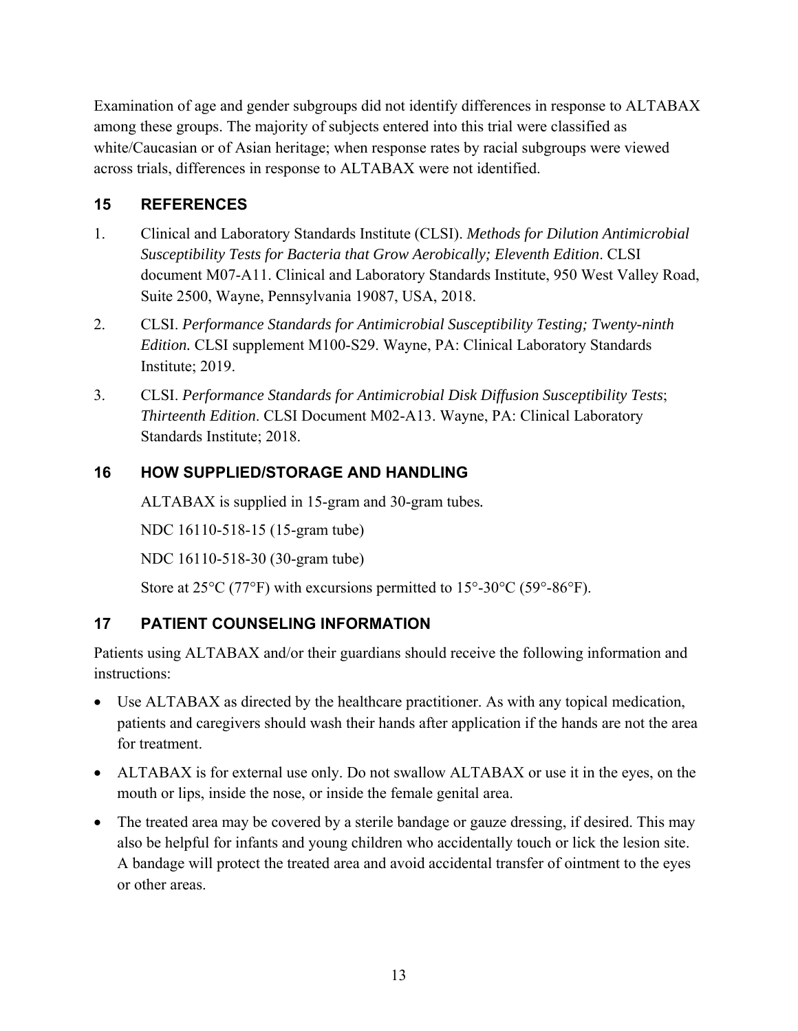Examination of age and gender subgroups did not identify differences in response to ALTABAX among these groups. The majority of subjects entered into this trial were classified as white/Caucasian or of Asian heritage; when response rates by racial subgroups were viewed across trials, differences in response to ALTABAX were not identified.

## 15 REFERENCES

1. Clinical and Laboratory Standards Institute (CLSI). *Methods for Dilution Antimicrobial Susceptibility Tests for Bacteria that Grow Aerobically; Eleventh Edition*. CLSI document M07-A11. Clinical and Laboratory Standards Institute, 950 West Valley Road, Suite 2500, Wayne, Pennsylvania 19087, USA, 2018.
2. CLSI. *Performance Standards for Antimicrobial Susceptibility Testing; Twenty-ninth Edition.* CLSI supplement M100-S29. Wayne, PA: Clinical Laboratory Standards Institute; 2019.
3. CLSI. *Performance Standards for Antimicrobial Disk Diffusion Susceptibility Tests*; *Thirteenth Edition*. CLSI Document M02-A13. Wayne, PA: Clinical Laboratory Standards Institute; 2018.

## 16 HOW SUPPLIED/STORAGE AND HANDLING

ALTABAX is supplied in 15-gram and 30-gram tubes.

NDC 16110-518-15 (15-gram tube)

NDC 16110-518-30 (30-gram tube)

Store at 25°C (77°F) with excursions permitted to 15°-30°C (59°-86°F).

## 17 PATIENT COUNSELING INFORMATION

Patients using ALTABAX and/or their guardians should receive the following information and instructions:

- Use ALTABAX as directed by the healthcare practitioner. As with any topical medication, patients and caregivers should wash their hands after application if the hands are not the area for treatment.
- ALTABAX is for external use only. Do not swallow ALTABAX or use it in the eyes, on the mouth or lips, inside the nose, or inside the female genital area.
- The treated area may be covered by a sterile bandage or gauze dressing, if desired. This may also be helpful for infants and young children who accidentally touch or lick the lesion site. A bandage will protect the treated area and avoid accidental transfer of ointment to the eyes or other areas.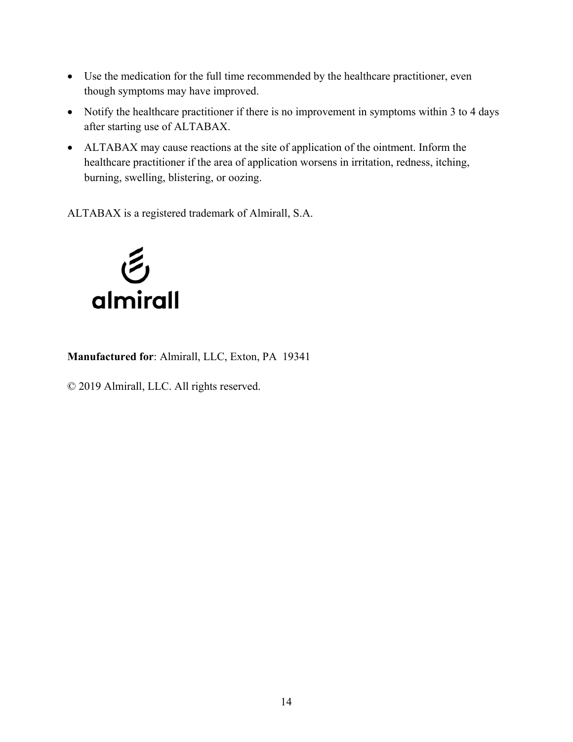- Use the medication for the full time recommended by the healthcare practitioner, even though symptoms may have improved.
- Notify the healthcare practitioner if there is no improvement in symptoms within 3 to 4 days after starting use of ALTABAX.
- ALTABAX may cause reactions at the site of application of the ointment. Inform the healthcare practitioner if the area of application worsens in irritation, redness, itching, burning, swelling, blistering, or oozing.

ALTABAX is a registered trademark of Almirall, S.A.

almirall

**Manufactured for**: Almirall, LLC, Exton, PA 19341

© 2019 Almirall, LLC. All rights reserved.